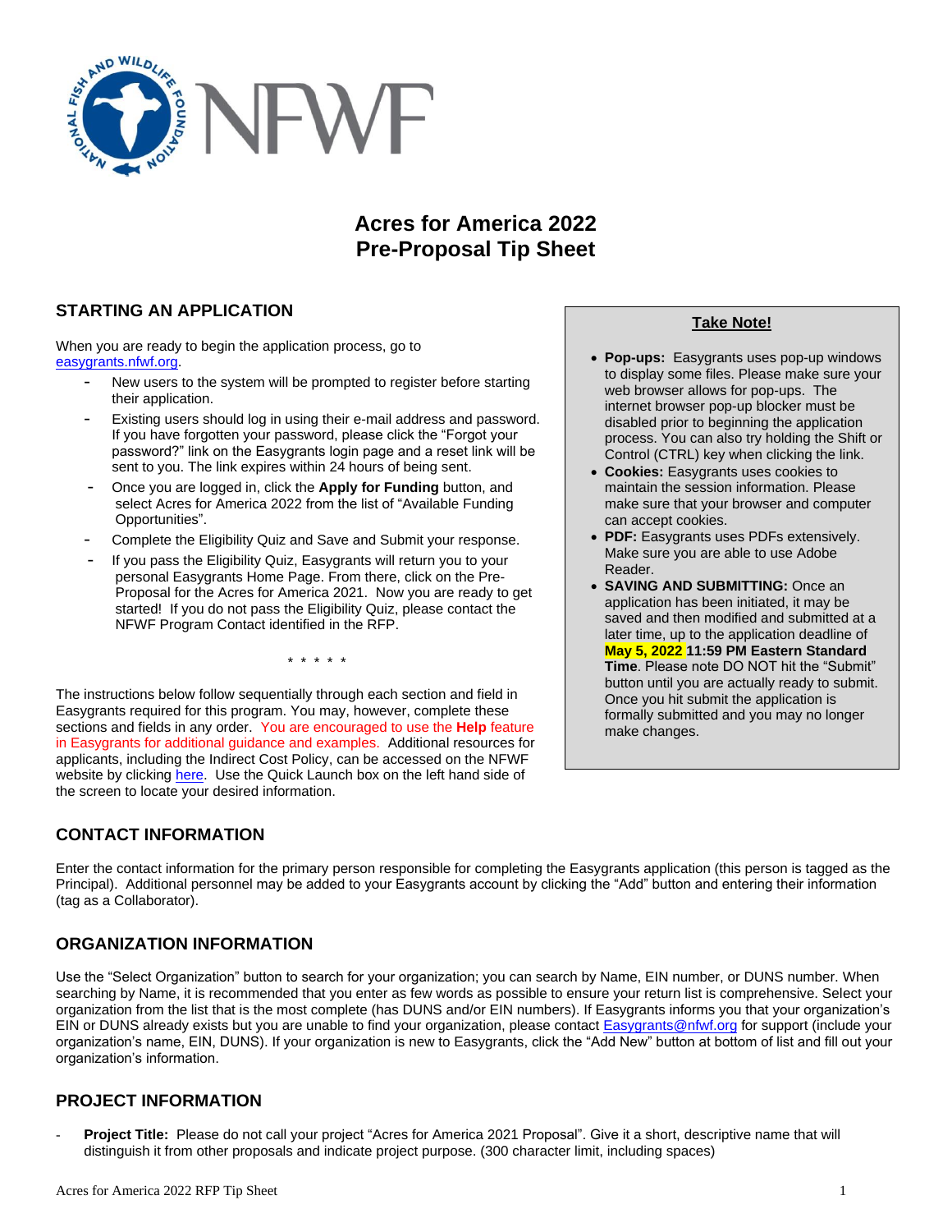# Acres for America 2022
# Pre-Proposal Tip Sheet

## STARTING AN APPLICATION

When you are ready to begin the application process, go to easygrants.nfwf.org.

- New users to the system will be prompted to register before starting their application.
- Existing users should log in using their e-mail address and password. If you have forgotten your password, please click the "Forgot your password?" link on the Easygrants login page and a reset link will be sent to you. The link expires within 24 hours of being sent.
- Once you are logged in, click the **Apply for Funding** button, and select Acres for America 2022 from the list of "Available Funding Opportunities".
- Complete the Eligibility Quiz and Save and Submit your response.
- If you pass the Eligibility Quiz, Easygrants will return you to your personal Easygrants Home Page. From there, click on the Pre-Proposal for the Acres for America 2021. Now you are ready to get started! If you do not pass the Eligibility Quiz, please contact the NFWF Program Contact identified in the RFP.

\* \* \* \* \*

The instructions below follow sequentially through each section and field in Easygrants required for this program. You may, however, complete these sections and fields in any order. You are encouraged to use the **Help** feature in Easygrants for additional guidance and examples. Additional resources for applicants, including the Indirect Cost Policy, can be accessed on the NFWF website by clicking here. Use the Quick Launch box on the left hand side of the screen to locate your desired information.

### Take Note!

- **Pop-ups:** Easygrants uses pop-up windows to display some files. Please make sure your web browser allows for pop-ups. The internet browser pop-up blocker must be disabled prior to beginning the application process. You can also try holding the Shift or Control (CTRL) key when clicking the link.
- **Cookies:** Easygrants uses cookies to maintain the session information. Please make sure that your browser and computer can accept cookies.
- **PDF:** Easygrants uses PDFs extensively. Make sure you are able to use Adobe Reader.
- **SAVING AND SUBMITTING:** Once an application has been initiated, it may be saved and then modified and submitted at a later time, up to the application deadline of **May 5, 2022 11:59 PM Eastern Standard Time**. Please note DO NOT hit the "Submit" button until you are actually ready to submit. Once you hit submit the application is formally submitted and you may no longer make changes.

## CONTACT INFORMATION

Enter the contact information for the primary person responsible for completing the Easygrants application (this person is tagged as the Principal). Additional personnel may be added to your Easygrants account by clicking the "Add" button and entering their information (tag as a Collaborator).

## ORGANIZATION INFORMATION

Use the "Select Organization" button to search for your organization; you can search by Name, EIN number, or DUNS number. When searching by Name, it is recommended that you enter as few words as possible to ensure your return list is comprehensive. Select your organization from the list that is the most complete (has DUNS and/or EIN numbers). If Easygrants informs you that your organization's EIN or DUNS already exists but you are unable to find your organization, please contact Easygrants@nfwf.org for support (include your organization's name, EIN, DUNS). If your organization is new to Easygrants, click the "Add New" button at bottom of list and fill out your organization's information.

## PROJECT INFORMATION

- **Project Title:** Please do not call your project "Acres for America 2021 Proposal". Give it a short, descriptive name that will distinguish it from other proposals and indicate project purpose. (300 character limit, including spaces)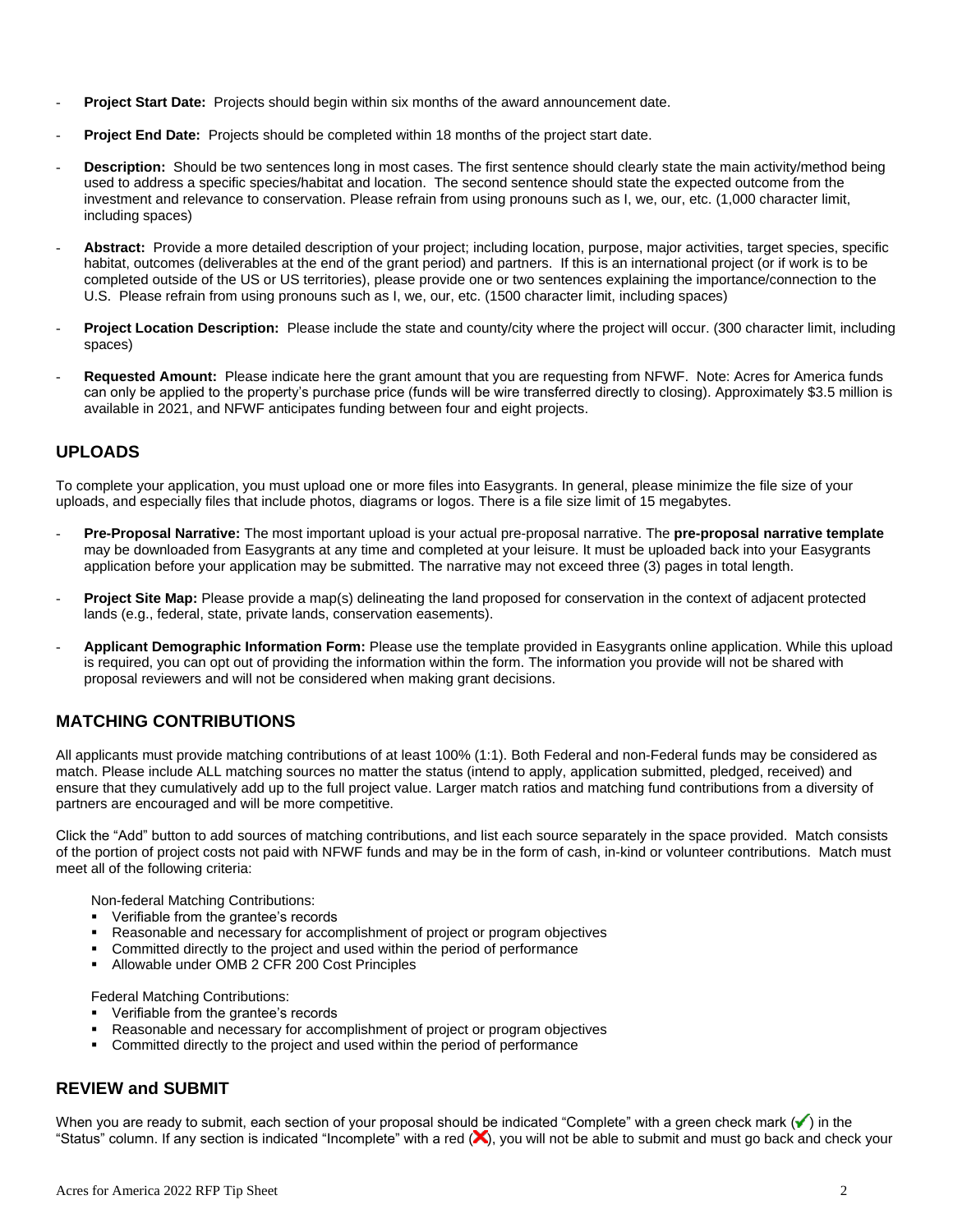- **Project Start Date:** Projects should begin within six months of the award announcement date.
- **Project End Date:** Projects should be completed within 18 months of the project start date.
- **Description:** Should be two sentences long in most cases. The first sentence should clearly state the main activity/method being used to address a specific species/habitat and location. The second sentence should state the expected outcome from the investment and relevance to conservation. Please refrain from using pronouns such as I, we, our, etc. (1,000 character limit, including spaces)
- **Abstract:** Provide a more detailed description of your project; including location, purpose, major activities, target species, specific habitat, outcomes (deliverables at the end of the grant period) and partners. If this is an international project (or if work is to be completed outside of the US or US territories), please provide one or two sentences explaining the importance/connection to the U.S. Please refrain from using pronouns such as I, we, our, etc. (1500 character limit, including spaces)
- **Project Location Description:** Please include the state and county/city where the project will occur. (300 character limit, including spaces)
- **Requested Amount:** Please indicate here the grant amount that you are requesting from NFWF. Note: Acres for America funds can only be applied to the property's purchase price (funds will be wire transferred directly to closing). Approximately $3.5 million is available in 2021, and NFWF anticipates funding between four and eight projects.

## UPLOADS

To complete your application, you must upload one or more files into Easygrants. In general, please minimize the file size of your uploads, and especially files that include photos, diagrams or logos. There is a file size limit of 15 megabytes.

- **Pre-Proposal Narrative:** The most important upload is your actual pre-proposal narrative. The **pre-proposal narrative template** may be downloaded from Easygrants at any time and completed at your leisure. It must be uploaded back into your Easygrants application before your application may be submitted. The narrative may not exceed three (3) pages in total length.
- **Project Site Map:** Please provide a map(s) delineating the land proposed for conservation in the context of adjacent protected lands (e.g., federal, state, private lands, conservation easements).
- **Applicant Demographic Information Form:** Please use the template provided in Easygrants online application. While this upload is required, you can opt out of providing the information within the form. The information you provide will not be shared with proposal reviewers and will not be considered when making grant decisions.

## MATCHING CONTRIBUTIONS

All applicants must provide matching contributions of at least 100% (1:1). Both Federal and non-Federal funds may be considered as match. Please include ALL matching sources no matter the status (intend to apply, application submitted, pledged, received) and ensure that they cumulatively add up to the full project value. Larger match ratios and matching fund contributions from a diversity of partners are encouraged and will be more competitive.

Click the "Add" button to add sources of matching contributions, and list each source separately in the space provided. Match consists of the portion of project costs not paid with NFWF funds and may be in the form of cash, in-kind or volunteer contributions. Match must meet all of the following criteria:

Non-federal Matching Contributions:

- Verifiable from the grantee's records
- Reasonable and necessary for accomplishment of project or program objectives
- Committed directly to the project and used within the period of performance
- Allowable under OMB 2 CFR 200 Cost Principles

Federal Matching Contributions:

- Verifiable from the grantee's records
- Reasonable and necessary for accomplishment of project or program objectives
- Committed directly to the project and used within the period of performance

## REVIEW and SUBMIT

When you are ready to submit, each section of your proposal should be indicated "Complete" with a green check mark (✔) in the "Status" column. If any section is indicated "Incomplete" with a red (✘), you will not be able to submit and must go back and check your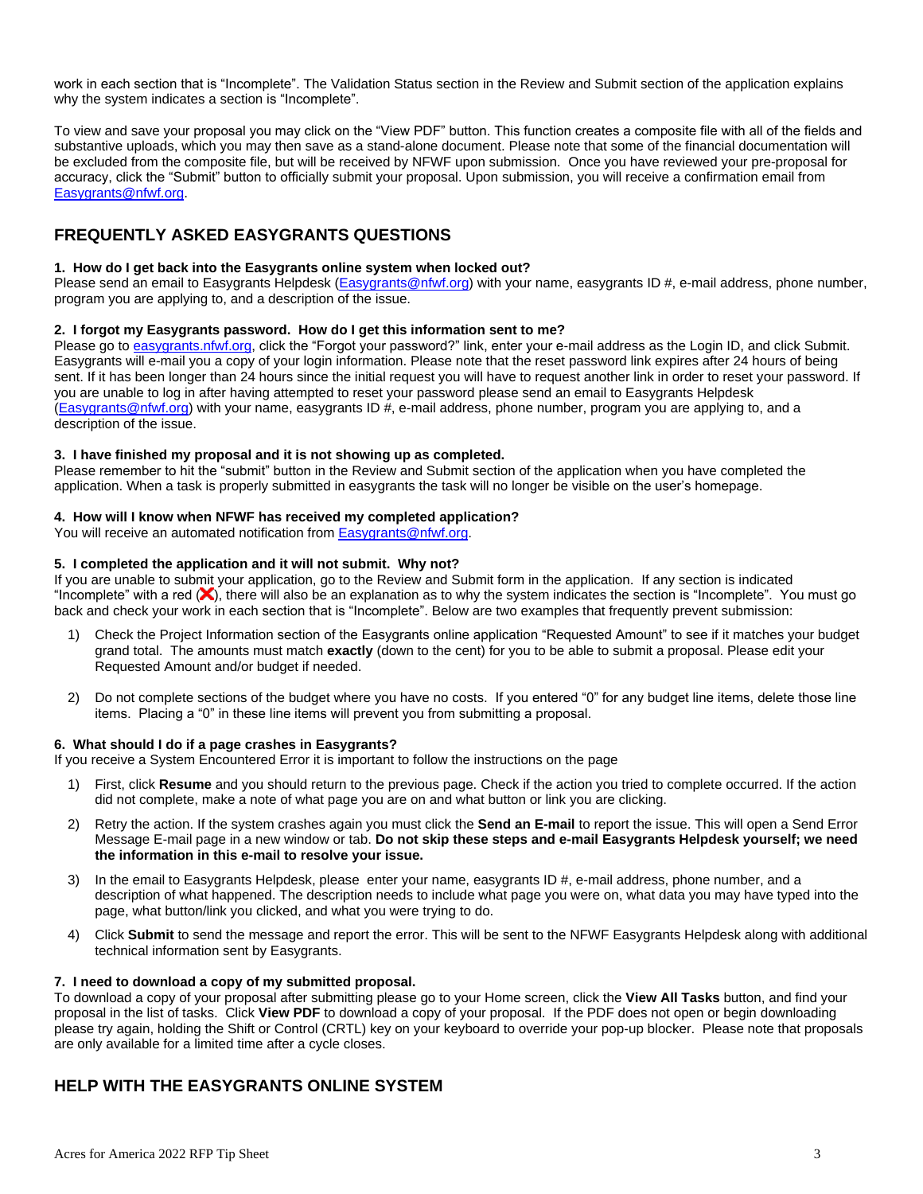work in each section that is "Incomplete". The Validation Status section in the Review and Submit section of the application explains why the system indicates a section is "Incomplete".

To view and save your proposal you may click on the "View PDF" button. This function creates a composite file with all of the fields and substantive uploads, which you may then save as a stand-alone document. Please note that some of the financial documentation will be excluded from the composite file, but will be received by NFWF upon submission. Once you have reviewed your pre-proposal for accuracy, click the "Submit" button to officially submit your proposal. Upon submission, you will receive a confirmation email from Easygrants@nfwf.org.

## FREQUENTLY ASKED EASYGRANTS QUESTIONS

**1. How do I get back into the Easygrants online system when locked out?**
Please send an email to Easygrants Helpdesk (Easygrants@nfwf.org) with your name, easygrants ID #, e-mail address, phone number, program you are applying to, and a description of the issue.

**2. I forgot my Easygrants password. How do I get this information sent to me?**
Please go to easygrants.nfwf.org, click the "Forgot your password?" link, enter your e-mail address as the Login ID, and click Submit. Easygrants will e-mail you a copy of your login information. Please note that the reset password link expires after 24 hours of being sent. If it has been longer than 24 hours since the initial request you will have to request another link in order to reset your password. If you are unable to log in after having attempted to reset your password please send an email to Easygrants Helpdesk (Easygrants@nfwf.org) with your name, easygrants ID #, e-mail address, phone number, program you are applying to, and a description of the issue.

**3. I have finished my proposal and it is not showing up as completed.**
Please remember to hit the "submit" button in the Review and Submit section of the application when you have completed the application. When a task is properly submitted in easygrants the task will no longer be visible on the user's homepage.

**4. How will I know when NFWF has received my completed application?**
You will receive an automated notification from Easygrants@nfwf.org.

**5. I completed the application and it will not submit. Why not?**
If you are unable to submit your application, go to the Review and Submit form in the application. If any section is indicated "Incomplete" with a red (❌), there will also be an explanation as to why the system indicates the section is "Incomplete". You must go back and check your work in each section that is "Incomplete". Below are two examples that frequently prevent submission:

1) Check the Project Information section of the Easygrants online application "Requested Amount" to see if it matches your budget grand total. The amounts must match **exactly** (down to the cent) for you to be able to submit a proposal. Please edit your Requested Amount and/or budget if needed.

2) Do not complete sections of the budget where you have no costs. If you entered "0" for any budget line items, delete those line items. Placing a "0" in these line items will prevent you from submitting a proposal.

**6. What should I do if a page crashes in Easygrants?**
If you receive a System Encountered Error it is important to follow the instructions on the page

1) First, click **Resume** and you should return to the previous page. Check if the action you tried to complete occurred. If the action did not complete, make a note of what page you are on and what button or link you are clicking.

2) Retry the action. If the system crashes again you must click the **Send an E-mail** to report the issue. This will open a Send Error Message E-mail page in a new window or tab. **Do not skip these steps and e-mail Easygrants Helpdesk yourself; we need the information in this e-mail to resolve your issue.**

3) In the email to Easygrants Helpdesk, please enter your name, easygrants ID #, e-mail address, phone number, and a description of what happened. The description needs to include what page you were on, what data you may have typed into the page, what button/link you clicked, and what you were trying to do.

4) Click **Submit** to send the message and report the error. This will be sent to the NFWF Easygrants Helpdesk along with additional technical information sent by Easygrants.

**7. I need to download a copy of my submitted proposal.**
To download a copy of your proposal after submitting please go to your Home screen, click the **View All Tasks** button, and find your proposal in the list of tasks. Click **View PDF** to download a copy of your proposal. If the PDF does not open or begin downloading please try again, holding the Shift or Control (CRTL) key on your keyboard to override your pop-up blocker. Please note that proposals are only available for a limited time after a cycle closes.

## HELP WITH THE EASYGRANTS ONLINE SYSTEM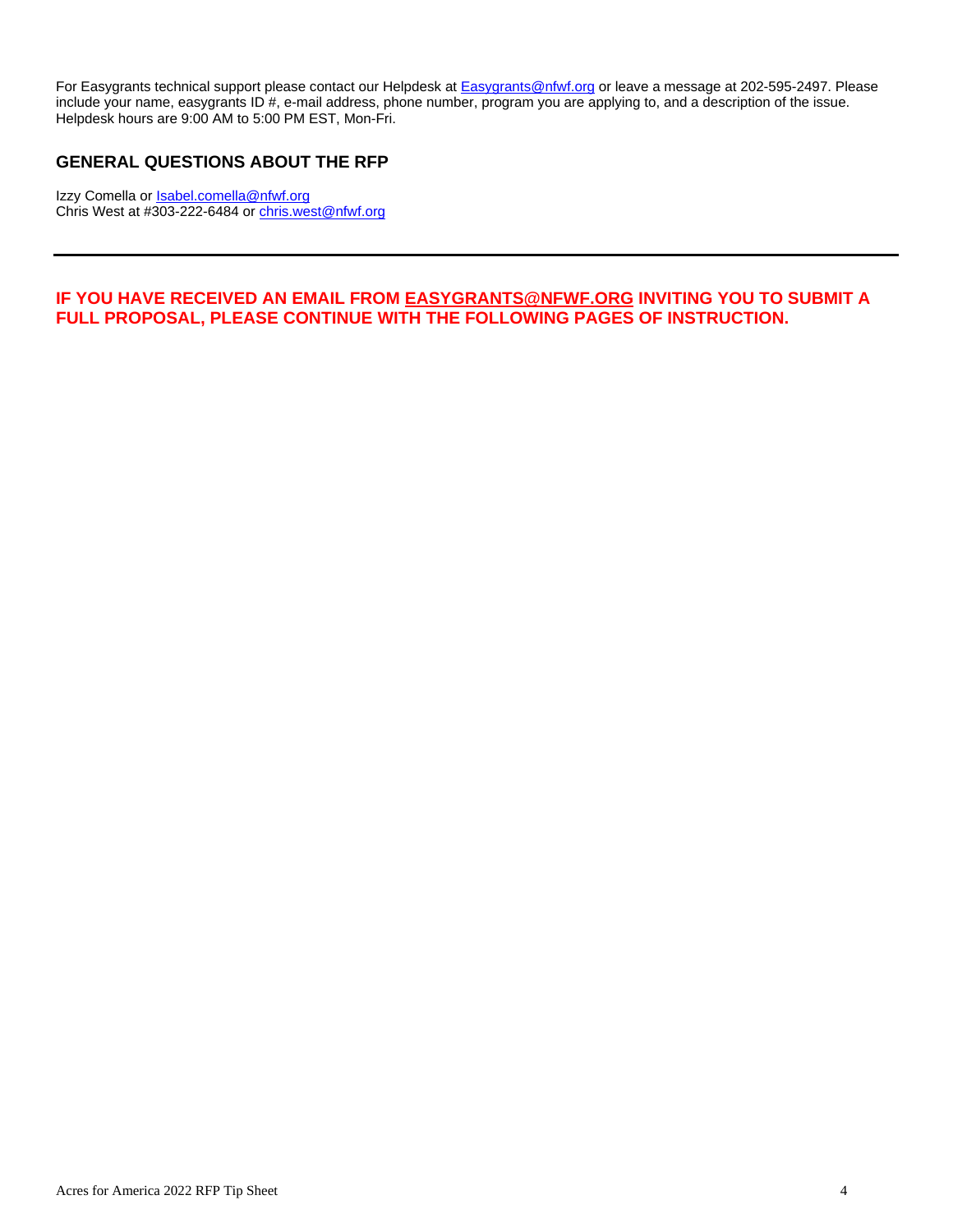For Easygrants technical support please contact our Helpdesk at Easygrants@nfwf.org or leave a message at 202-595-2497. Please include your name, easygrants ID #, e-mail address, phone number, program you are applying to, and a description of the issue. Helpdesk hours are 9:00 AM to 5:00 PM EST, Mon-Fri.

## GENERAL QUESTIONS ABOUT THE RFP

Izzy Comella or Isabel.comella@nfwf.org
Chris West at #303-222-6484 or chris.west@nfwf.org

---

**IF YOU HAVE RECEIVED AN EMAIL FROM EASYGRANTS@NFWF.ORG INVITING YOU TO SUBMIT A FULL PROPOSAL, PLEASE CONTINUE WITH THE FOLLOWING PAGES OF INSTRUCTION.**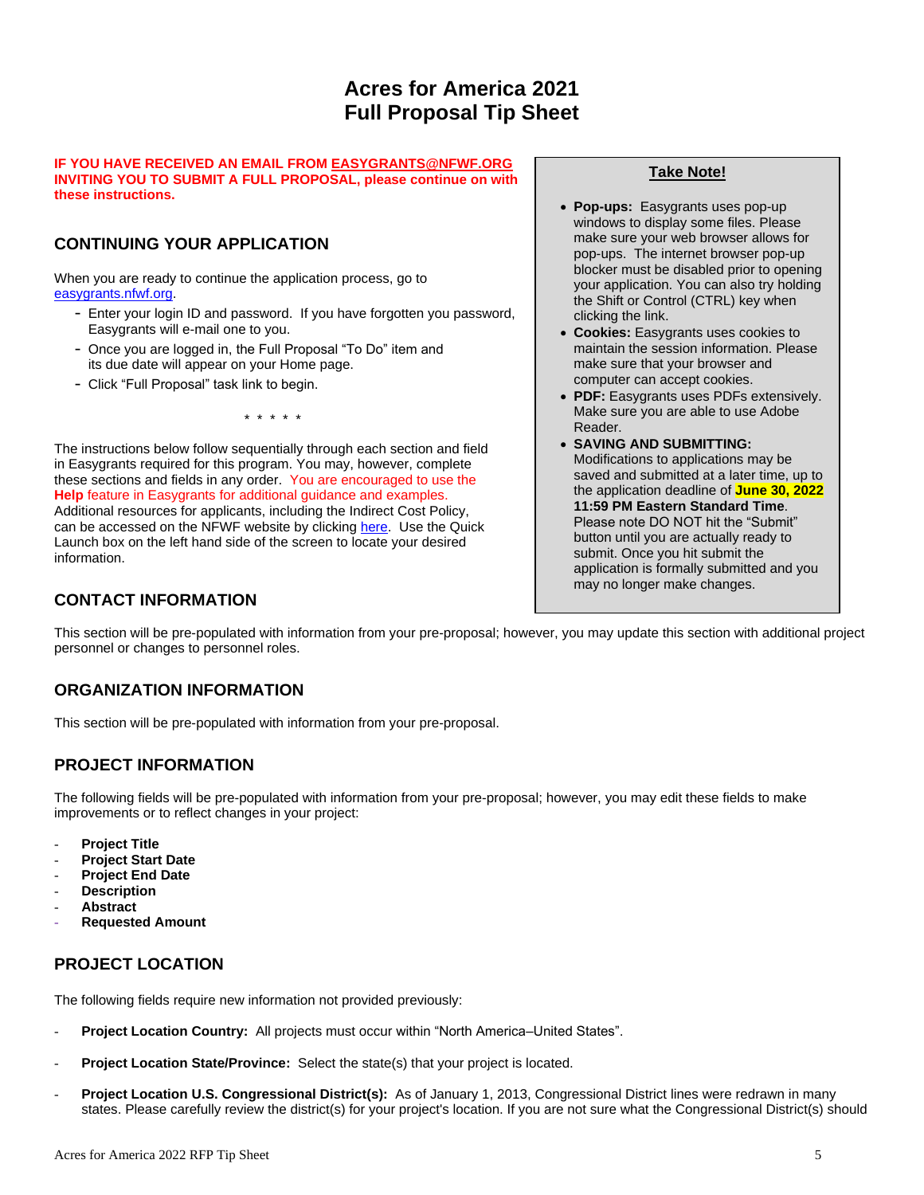# Acres for America 2021
# Full Proposal Tip Sheet

**IF YOU HAVE RECEIVED AN EMAIL FROM EASYGRANTS@NFWF.ORG INVITING YOU TO SUBMIT A FULL PROPOSAL, please continue on with these instructions.**

## CONTINUING YOUR APPLICATION

When you are ready to continue the application process, go to easygrants.nfwf.org.

- Enter your login ID and password. If you have forgotten you password, Easygrants will e-mail one to you.
- Once you are logged in, the Full Proposal "To Do" item and its due date will appear on your Home page.
- Click "Full Proposal" task link to begin.

\* \* \* \* \*

The instructions below follow sequentially through each section and field in Easygrants required for this program. You may, however, complete these sections and fields in any order. You are encouraged to use the **Help** feature in Easygrants for additional guidance and examples. Additional resources for applicants, including the Indirect Cost Policy, can be accessed on the NFWF website by clicking here. Use the Quick Launch box on the left hand side of the screen to locate your desired information.

> **Take Note!**
>
> - **Pop-ups:** Easygrants uses pop-up windows to display some files. Please make sure your web browser allows for pop-ups. The internet browser pop-up blocker must be disabled prior to opening your application. You can also try holding the Shift or Control (CTRL) key when clicking the link.
> - **Cookies:** Easygrants uses cookies to maintain the session information. Please make sure that your browser and computer can accept cookies.
> - **PDF:** Easygrants uses PDFs extensively. Make sure you are able to use Adobe Reader.
> - **SAVING AND SUBMITTING:** Modifications to applications may be saved and submitted at a later time, up to the application deadline of **June 30, 2022 11:59 PM Eastern Standard Time**. Please note DO NOT hit the "Submit" button until you are actually ready to submit. Once you hit submit the application is formally submitted and you may no longer make changes.

## CONTACT INFORMATION

This section will be pre-populated with information from your pre-proposal; however, you may update this section with additional project personnel or changes to personnel roles.

## ORGANIZATION INFORMATION

This section will be pre-populated with information from your pre-proposal.

## PROJECT INFORMATION

The following fields will be pre-populated with information from your pre-proposal; however, you may edit these fields to make improvements or to reflect changes in your project:

- **Project Title**
- **Project Start Date**
- **Project End Date**
- **Description**
- **Abstract**
- **Requested Amount**

## PROJECT LOCATION

The following fields require new information not provided previously:

- **Project Location Country:** All projects must occur within "North America–United States".
- **Project Location State/Province:** Select the state(s) that your project is located.
- **Project Location U.S. Congressional District(s):** As of January 1, 2013, Congressional District lines were redrawn in many states. Please carefully review the district(s) for your project's location. If you are not sure what the Congressional District(s) should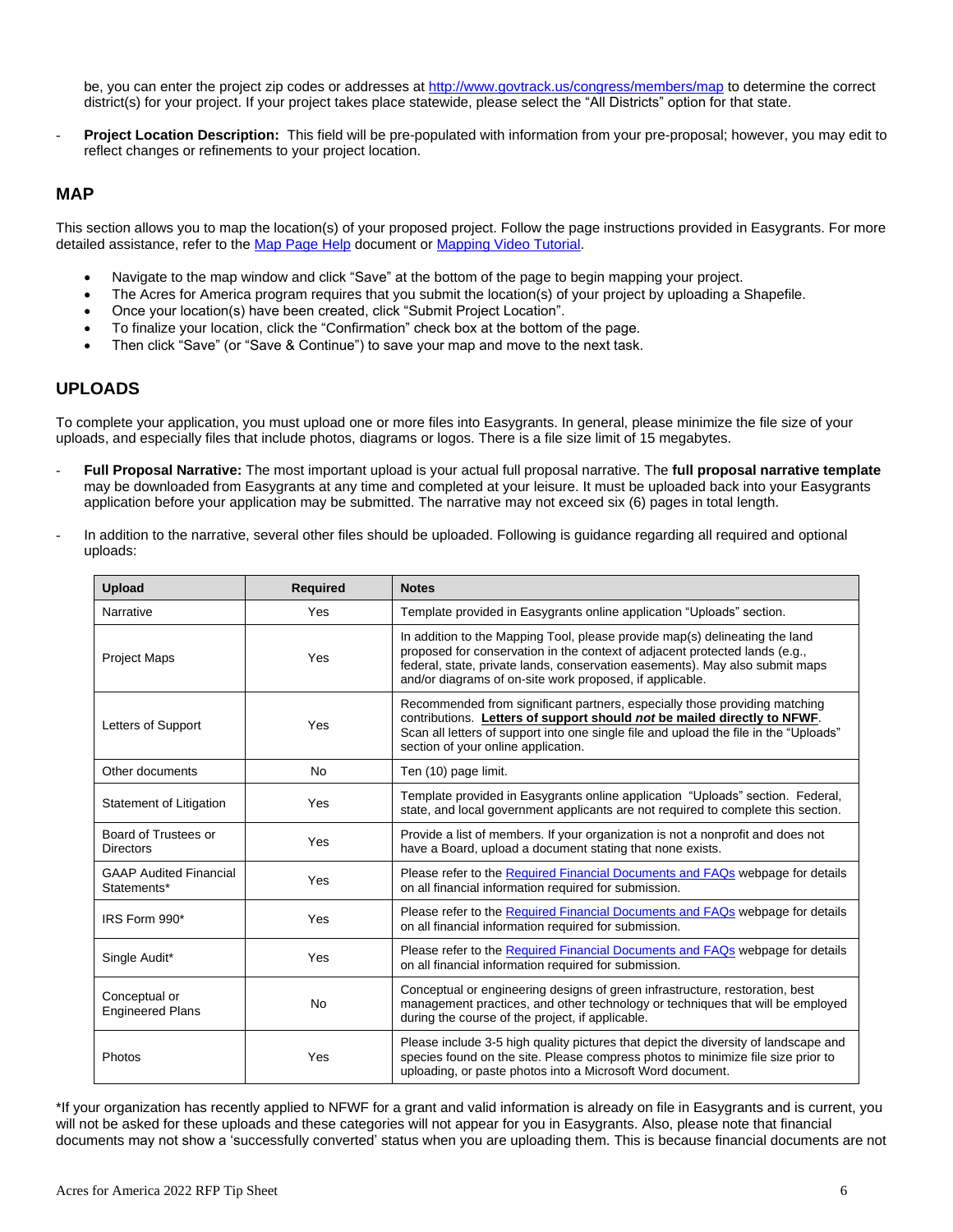be, you can enter the project zip codes or addresses at http://www.govtrack.us/congress/members/map to determine the correct district(s) for your project. If your project takes place statewide, please select the “All Districts” option for that state.

- **Project Location Description:** This field will be pre-populated with information from your pre-proposal; however, you may edit to reflect changes or refinements to your project location.

## MAP

This section allows you to map the location(s) of your proposed project. Follow the page instructions provided in Easygrants. For more detailed assistance, refer to the Map Page Help document or Mapping Video Tutorial.

- Navigate to the map window and click “Save” at the bottom of the page to begin mapping your project.
- The Acres for America program requires that you submit the location(s) of your project by uploading a Shapefile.
- Once your location(s) have been created, click “Submit Project Location”.
- To finalize your location, click the “Confirmation” check box at the bottom of the page.
- Then click “Save” (or “Save & Continue”) to save your map and move to the next task.

## UPLOADS

To complete your application, you must upload one or more files into Easygrants. In general, please minimize the file size of your uploads, and especially files that include photos, diagrams or logos. There is a file size limit of 15 megabytes.

- **Full Proposal Narrative:** The most important upload is your actual full proposal narrative. The **full proposal narrative template** may be downloaded from Easygrants at any time and completed at your leisure. It must be uploaded back into your Easygrants application before your application may be submitted. The narrative may not exceed six (6) pages in total length.

- In addition to the narrative, several other files should be uploaded. Following is guidance regarding all required and optional uploads:

| Upload | Required | Notes |
| --- | --- | --- |
| Narrative | Yes | Template provided in Easygrants online application “Uploads” section. |
| Project Maps | Yes | In addition to the Mapping Tool, please provide map(s) delineating the land proposed for conservation in the context of adjacent protected lands (e.g., federal, state, private lands, conservation easements). May also submit maps and/or diagrams of on-site work proposed, if applicable. |
| Letters of Support | Yes | Recommended from significant partners, especially those providing matching contributions. **Letters of support should *not* be mailed directly to NFWF**. Scan all letters of support into one single file and upload the file in the “Uploads” section of your online application. |
| Other documents | No | Ten (10) page limit. |
| Statement of Litigation | Yes | Template provided in Easygrants online application “Uploads” section. Federal, state, and local government applicants are not required to complete this section. |
| Board of Trustees or Directors | Yes | Provide a list of members. If your organization is not a nonprofit and does not have a Board, upload a document stating that none exists. |
| GAAP Audited Financial Statements* | Yes | Please refer to the Required Financial Documents and FAQs webpage for details on all financial information required for submission. |
| IRS Form 990* | Yes | Please refer to the Required Financial Documents and FAQs webpage for details on all financial information required for submission. |
| Single Audit* | Yes | Please refer to the Required Financial Documents and FAQs webpage for details on all financial information required for submission. |
| Conceptual or Engineered Plans | No | Conceptual or engineering designs of green infrastructure, restoration, best management practices, and other technology or techniques that will be employed during the course of the project, if applicable. |
| Photos | Yes | Please include 3-5 high quality pictures that depict the diversity of landscape and species found on the site. Please compress photos to minimize file size prior to uploading, or paste photos into a Microsoft Word document. |

*If your organization has recently applied to NFWF for a grant and valid information is already on file in Easygrants and is current, you will not be asked for these uploads and these categories will not appear for you in Easygrants. Also, please note that financial documents may not show a ‘successfully converted’ status when you are uploading them. This is because financial documents are not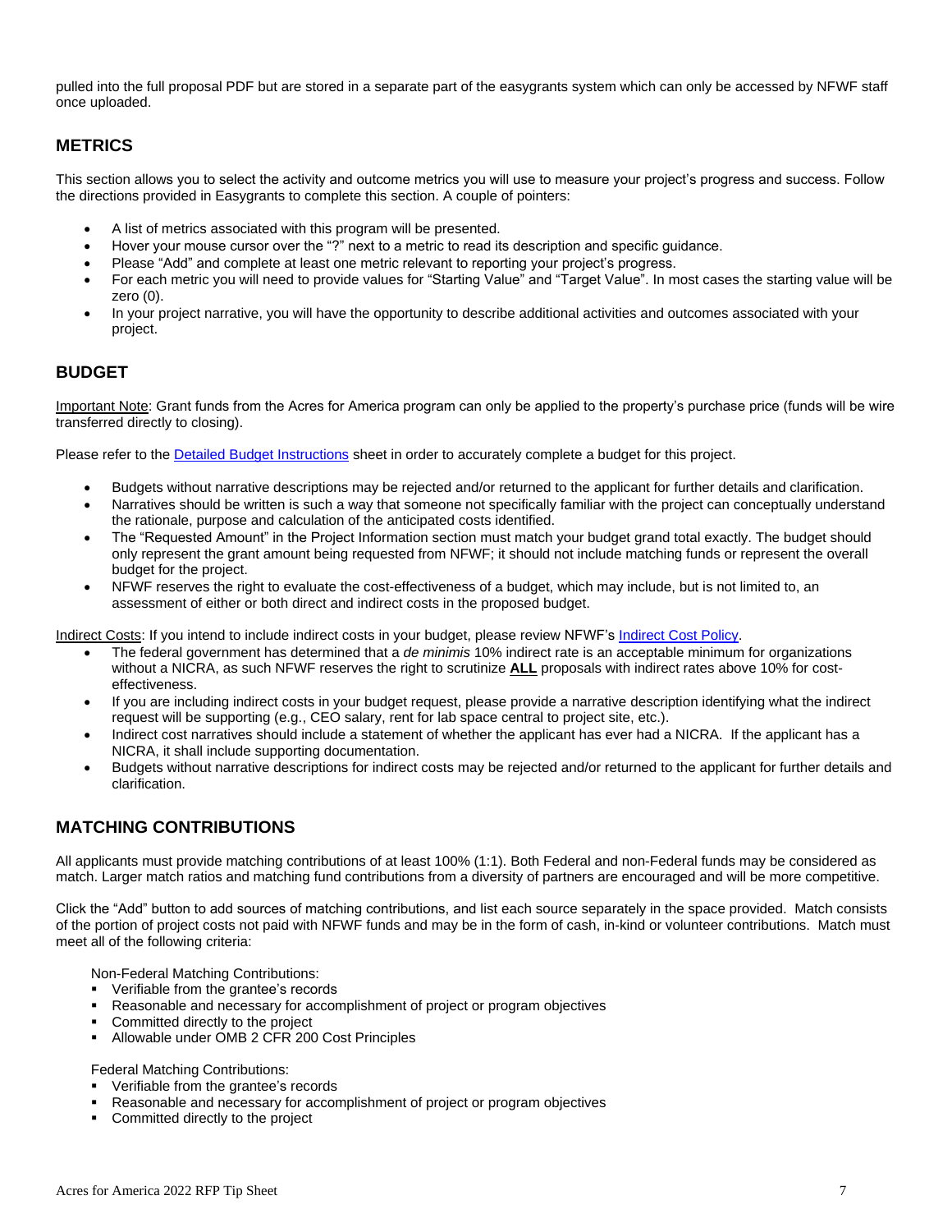pulled into the full proposal PDF but are stored in a separate part of the easygrants system which can only be accessed by NFWF staff once uploaded.

## METRICS

This section allows you to select the activity and outcome metrics you will use to measure your project's progress and success. Follow the directions provided in Easygrants to complete this section. A couple of pointers:

- A list of metrics associated with this program will be presented.
- Hover your mouse cursor over the "?" next to a metric to read its description and specific guidance.
- Please "Add" and complete at least one metric relevant to reporting your project's progress.
- For each metric you will need to provide values for "Starting Value" and "Target Value". In most cases the starting value will be zero (0).
- In your project narrative, you will have the opportunity to describe additional activities and outcomes associated with your project.

## BUDGET

Important Note: Grant funds from the Acres for America program can only be applied to the property's purchase price (funds will be wire transferred directly to closing).

Please refer to the Detailed Budget Instructions sheet in order to accurately complete a budget for this project.

- Budgets without narrative descriptions may be rejected and/or returned to the applicant for further details and clarification.
- Narratives should be written is such a way that someone not specifically familiar with the project can conceptually understand the rationale, purpose and calculation of the anticipated costs identified.
- The "Requested Amount" in the Project Information section must match your budget grand total exactly. The budget should only represent the grant amount being requested from NFWF; it should not include matching funds or represent the overall budget for the project.
- NFWF reserves the right to evaluate the cost-effectiveness of a budget, which may include, but is not limited to, an assessment of either or both direct and indirect costs in the proposed budget.

Indirect Costs: If you intend to include indirect costs in your budget, please review NFWF's Indirect Cost Policy.

- The federal government has determined that a *de minimis* 10% indirect rate is an acceptable minimum for organizations without a NICRA, as such NFWF reserves the right to scrutinize **ALL** proposals with indirect rates above 10% for cost-effectiveness.
- If you are including indirect costs in your budget request, please provide a narrative description identifying what the indirect request will be supporting (e.g., CEO salary, rent for lab space central to project site, etc.).
- Indirect cost narratives should include a statement of whether the applicant has ever had a NICRA. If the applicant has a NICRA, it shall include supporting documentation.
- Budgets without narrative descriptions for indirect costs may be rejected and/or returned to the applicant for further details and clarification.

## MATCHING CONTRIBUTIONS

All applicants must provide matching contributions of at least 100% (1:1). Both Federal and non-Federal funds may be considered as match. Larger match ratios and matching fund contributions from a diversity of partners are encouraged and will be more competitive.

Click the "Add" button to add sources of matching contributions, and list each source separately in the space provided. Match consists of the portion of project costs not paid with NFWF funds and may be in the form of cash, in-kind or volunteer contributions. Match must meet all of the following criteria:

Non-Federal Matching Contributions:

- Verifiable from the grantee's records
- Reasonable and necessary for accomplishment of project or program objectives
- Committed directly to the project
- Allowable under OMB 2 CFR 200 Cost Principles

Federal Matching Contributions:

- Verifiable from the grantee's records
- Reasonable and necessary for accomplishment of project or program objectives
- Committed directly to the project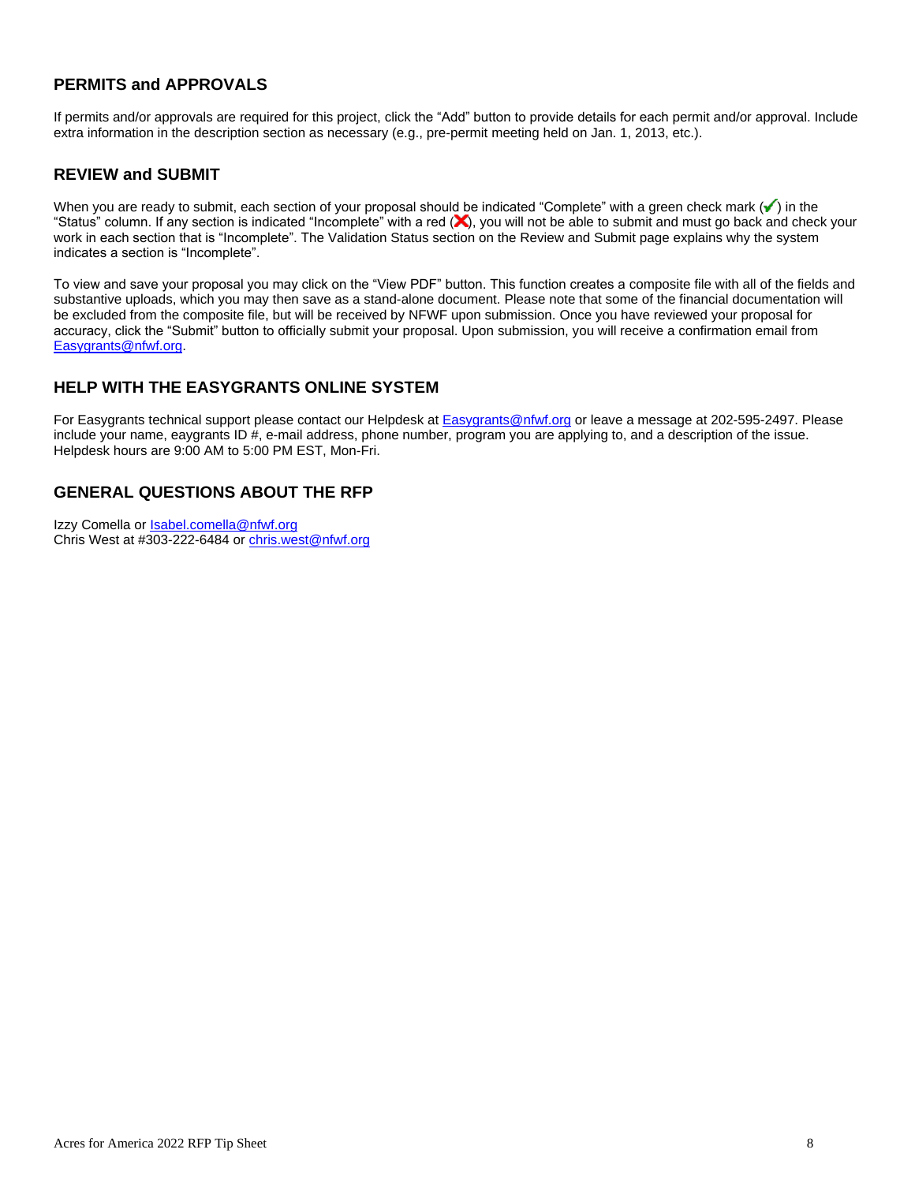## PERMITS and APPROVALS

If permits and/or approvals are required for this project, click the "Add" button to provide details for each permit and/or approval. Include extra information in the description section as necessary (e.g., pre-permit meeting held on Jan. 1, 2013, etc.).

## REVIEW and SUBMIT

When you are ready to submit, each section of your proposal should be indicated "Complete" with a green check mark (✓) in the "Status" column. If any section is indicated "Incomplete" with a red (✗), you will not be able to submit and must go back and check your work in each section that is "Incomplete". The Validation Status section on the Review and Submit page explains why the system indicates a section is "Incomplete".

To view and save your proposal you may click on the "View PDF" button. This function creates a composite file with all of the fields and substantive uploads, which you may then save as a stand-alone document. Please note that some of the financial documentation will be excluded from the composite file, but will be received by NFWF upon submission. Once you have reviewed your proposal for accuracy, click the "Submit" button to officially submit your proposal. Upon submission, you will receive a confirmation email from Easygrants@nfwf.org.

## HELP WITH THE EASYGRANTS ONLINE SYSTEM

For Easygrants technical support please contact our Helpdesk at Easygrants@nfwf.org or leave a message at 202-595-2497. Please include your name, eaygrants ID #, e-mail address, phone number, program you are applying to, and a description of the issue. Helpdesk hours are 9:00 AM to 5:00 PM EST, Mon-Fri.

## GENERAL QUESTIONS ABOUT THE RFP

Izzy Comella or Isabel.comella@nfwf.org
Chris West at #303-222-6484 or chris.west@nfwf.org